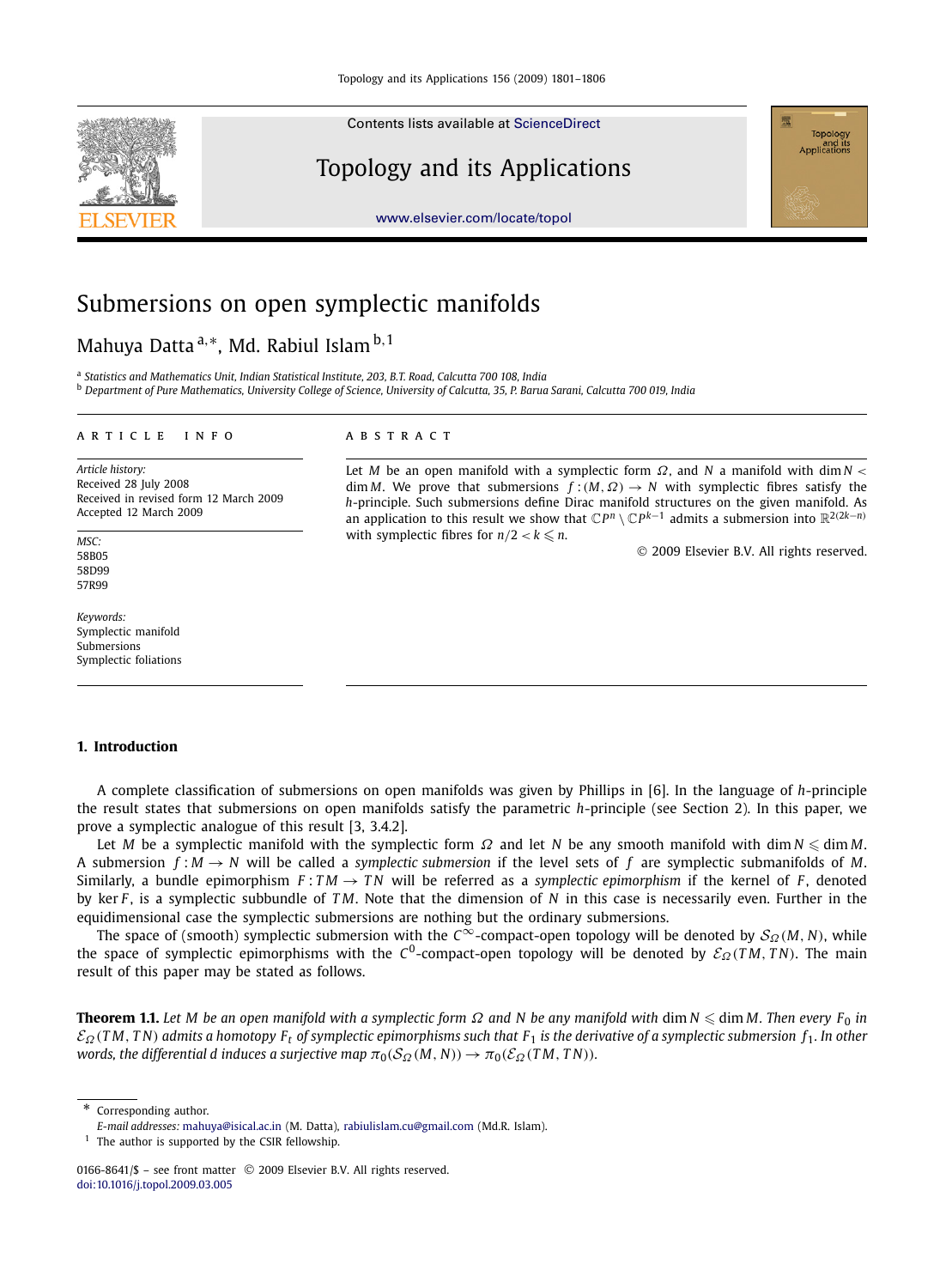# Submersions on open symplectic manifolds

Mahuya Datta [a,*], Md. Rabiul Islam [b,1]

[a] *Statistics and Mathematics Unit, Indian Statistical Institute, 203, B.T. Road, Calcutta 700 108, India*
[b] *Department of Pure Mathematics, University College of Science, University of Calcutta, 35, P. Barua Sarani, Calcutta 700 019, India*

**ARTICLE INFO**

*Article history:*
Received 28 July 2008
Received in revised form 12 March 2009
Accepted 12 March 2009

*MSC:*
58B05
58D99
57R99

*Keywords:*
Symplectic manifold
Submersions
Symplectic foliations

**ABSTRACT**

Let $M$ be an open manifold with a symplectic form $\Omega$, and $N$ a manifold with $\dim N < \dim M$. We prove that submersions $f:(M,\Omega) \to N$ with symplectic fibres satisfy the $h$-principle. Such submersions define Dirac manifold structures on the given manifold. As an application to this result we show that $\mathbb{C}P^n \setminus \mathbb{C}P^{k-1}$ admits a submersion into $\mathbb{R}^{2(2k-n)}$ with symplectic fibres for $n/2 < k \leqslant n$.

© 2009 Elsevier B.V. All rights reserved.

## 1. Introduction

A complete classification of submersions on open manifolds was given by Phillips in [6]. In the language of $h$-principle the result states that submersions on open manifolds satisfy the parametric $h$-principle (see Section 2). In this paper, we prove a symplectic analogue of this result [3, 3.4.2].

Let $M$ be a symplectic manifold with the symplectic form $\Omega$ and let $N$ be any smooth manifold with $\dim N \leqslant \dim M$. A submersion $f:M \to N$ will be called a *symplectic submersion* if the level sets of $f$ are symplectic submanifolds of $M$. Similarly, a bundle epimorphism $F:TM \to TN$ will be referred as a *symplectic epimorphism* if the kernel of $F$, denoted by $\ker F$, is a symplectic subbundle of $TM$. Note that the dimension of $N$ in this case is necessarily even. Further in the equidimensional case the symplectic submersions are nothing but the ordinary submersions.

The space of (smooth) symplectic submersion with the $C^\infty$-compact-open topology will be denoted by $\mathcal{S}_\Omega(M,N)$, while the space of symplectic epimorphisms with the $C^0$-compact-open topology will be denoted by $\mathcal{E}_\Omega(TM,TN)$. The main result of this paper may be stated as follows.

**Theorem 1.1.** *Let $M$ be an open manifold with a symplectic form $\Omega$ and $N$ be any manifold with $\dim N \leqslant \dim M$. Then every $F_0$ in $\mathcal{E}_\Omega(TM,TN)$ admits a homotopy $F_t$ of symplectic epimorphisms such that $F_1$ is the derivative of a symplectic submersion $f_1$. In other words, the differential $d$ induces a surjective map $\pi_0(\mathcal{S}_\Omega(M,N)) \to \pi_0(\mathcal{E}_\Omega(TM,TN))$.*

---

\* Corresponding author.
*E-mail addresses:* mahuya@isical.ac.in (M. Datta), rabiulislam.cu@gmail.com (Md.R. Islam).
[1] The author is supported by the CSIR fellowship.

0166-8641/$ – see front matter © 2009 Elsevier B.V. All rights reserved.
doi:10.1016/j.topol.2009.03.005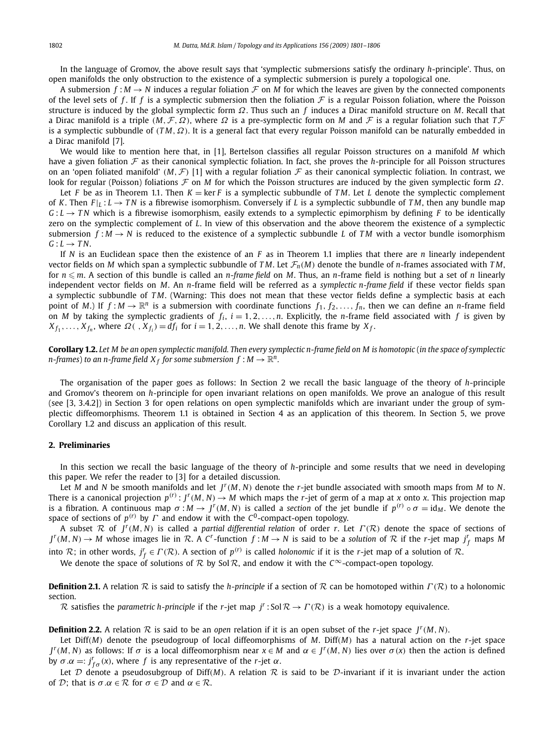In the language of Gromov, the above result says that 'symplectic submersions satisfy the ordinary *h*-principle'. Thus, on open manifolds the only obstruction to the existence of a symplectic submersion is purely a topological one.

A submersion $f : M \to N$ induces a regular foliation $\mathcal{F}$ on $M$ for which the leaves are given by the connected components of the level sets of $f$. If $f$ is a symplectic submersion then the foliation $\mathcal{F}$ is a regular Poisson foliation, where the Poisson structure is induced by the global symplectic form $\Omega$. Thus such an $f$ induces a Dirac manifold structure on $M$. Recall that a Dirac manifold is a triple $(M, \mathcal{F}, \Omega)$, where $\Omega$ is a pre-symplectic form on $M$ and $\mathcal{F}$ is a regular foliation such that $T\mathcal{F}$ is a symplectic subbundle of $(TM, \Omega)$. It is a general fact that every regular Poisson manifold can be naturally embedded in a Dirac manifold [7].

We would like to mention here that, in [1], Bertelson classifies all regular Poisson structures on a manifold $M$ which have a given foliation $\mathcal{F}$ as their canonical symplectic foliation. In fact, she proves the *h*-principle for all Poisson structures on an 'open foliated manifold' $(M, \mathcal{F})$ [1] with a regular foliation $\mathcal{F}$ as their canonical symplectic foliation. In contrast, we look for regular (Poisson) foliations $\mathcal{F}$ on $M$ for which the Poisson structures are induced by the given symplectic form $\Omega$.

Let $F$ be as in Theorem 1.1. Then $K = \ker F$ is a symplectic subbundle of $TM$. Let $L$ denote the symplectic complement of $K$. Then $F|_L : L \to TN$ is a fibrewise isomorphism. Conversely if $L$ is a symplectic subbundle of $TM$, then any bundle map $G : L \to TN$ which is a fibrewise isomorphism, easily extends to a symplectic epimorphism by defining $F$ to be identically zero on the symplectic complement of $L$. In view of this observation and the above theorem the existence of a symplectic submersion $f : M \to N$ is reduced to the existence of a symplectic subbundle $L$ of $TM$ with a vector bundle isomorphism $G : L \to TN$.

If $N$ is an Euclidean space then the existence of an $F$ as in Theorem 1.1 implies that there are $n$ linearly independent vector fields on $M$ which span a symplectic subbundle of $TM$. Let $\mathcal{F}_n(M)$ denote the bundle of $n$-frames associated with $TM$, for $n \leqslant m$. A section of this bundle is called an *n-frame field* on $M$. Thus, an $n$-frame field is nothing but a set of $n$ linearly independent vector fields on $M$. An $n$-frame field will be referred as a *symplectic n-frame field* if these vector fields span a symplectic subbundle of $TM$. (Warning: This does not mean that these vector fields define a symplectic basis at each point of $M$.) If $f : M \to \mathbb{R}^n$ is a submersion with coordinate functions $f_1, f_2, \ldots, f_n$, then we can define an $n$-frame field on $M$ by taking the symplectic gradients of $f_i$, $i = 1, 2, \ldots, n$. Explicitly, the $n$-frame field associated with $f$ is given by $X_{f_1}, \ldots, X_{f_n}$, where $\Omega(\ , X_{f_i}) = df_i$ for $i = 1, 2, \ldots, n$. We shall denote this frame by $X_f$.

**Corollary 1.2.** *Let $M$ be an open symplectic manifold. Then every symplectic $n$-frame field on $M$ is homotopic (in the space of symplectic $n$-frames) to an $n$-frame field $X_f$ for some submersion $f : M \to \mathbb{R}^n$.*

The organisation of the paper goes as follows: In Section 2 we recall the basic language of the theory of *h*-principle and Gromov's theorem on *h*-principle for open invariant relations on open manifolds. We prove an analogue of this result (see [3, 3.4.2]) in Section 3 for open relations on open symplectic manifolds which are invariant under the group of symplectic diffeomorphisms. Theorem 1.1 is obtained in Section 4 as an application of this theorem. In Section 5, we prove Corollary 1.2 and discuss an application of this result.

## 2. Preliminaries

In this section we recall the basic language of the theory of *h*-principle and some results that we need in developing this paper. We refer the reader to [3] for a detailed discussion.

Let $M$ and $N$ be smooth manifolds and let $J^r(M, N)$ denote the $r$-jet bundle associated with smooth maps from $M$ to $N$. There is a canonical projection $p^{(r)} : J^r(M, N) \to M$ which maps the $r$-jet of germ of a map at $x$ onto $x$. This projection map is a fibration. A continuous map $\sigma : M \to J^r(M, N)$ is called a *section* of the jet bundle if $p^{(r)} \circ \sigma = \mathrm{id}_M$. We denote the space of sections of $p^{(r)}$ by $\Gamma$ and endow it with the $C^0$-compact-open topology.

A subset $\mathcal{R}$ of $J^r(M, N)$ is called a *partial differential relation* of order $r$. Let $\Gamma(\mathcal{R})$ denote the space of sections of $J^r(M, N) \to M$ whose images lie in $\mathcal{R}$. A $C^r$-function $f : M \to N$ is said to be a *solution* of $\mathcal{R}$ if the $r$-jet map $j^r_f$ maps $M$ into $\mathcal{R}$; in other words, $j^r_f \in \Gamma(\mathcal{R})$. A section of $p^{(r)}$ is called *holonomic* if it is the $r$-jet map of a solution of $\mathcal{R}$.

We denote the space of solutions of $\mathcal{R}$ by $\mathrm{Sol}\,\mathcal{R}$, and endow it with the $C^\infty$-compact-open topology.

**Definition 2.1.** A relation $\mathcal{R}$ is said to satisfy the *h-principle* if a section of $\mathcal{R}$ can be homotoped within $\Gamma(\mathcal{R})$ to a holonomic section.

$\mathcal{R}$ satisfies the *parametric h-principle* if the $r$-jet map $j^r : \mathrm{Sol}\,\mathcal{R} \to \Gamma(\mathcal{R})$ is a weak homotopy equivalence.

**Definition 2.2.** A relation $\mathcal{R}$ is said to be an *open* relation if it is an open subset of the $r$-jet space $J^r(M, N)$.

Let $\mathrm{Diff}(M)$ denote the pseudogroup of local diffeomorphisms of $M$. $\mathrm{Diff}(M)$ has a natural action on the $r$-jet space $J^r(M, N)$ as follows: If $\sigma$ is a local diffeomorphism near $x \in M$ and $\alpha \in J^r(M, N)$ lies over $\sigma(x)$ then the action is defined by $\sigma.\alpha =: j^r_{f\sigma}(x)$, where $f$ is any representative of the $r$-jet $\alpha$.

Let $\mathcal{D}$ denote a pseudosubgroup of $\mathrm{Diff}(M)$. A relation $\mathcal{R}$ is said to be $\mathcal{D}$-invariant if it is invariant under the action of $\mathcal{D}$; that is $\sigma.\alpha \in \mathcal{R}$ for $\sigma \in \mathcal{D}$ and $\alpha \in \mathcal{R}$.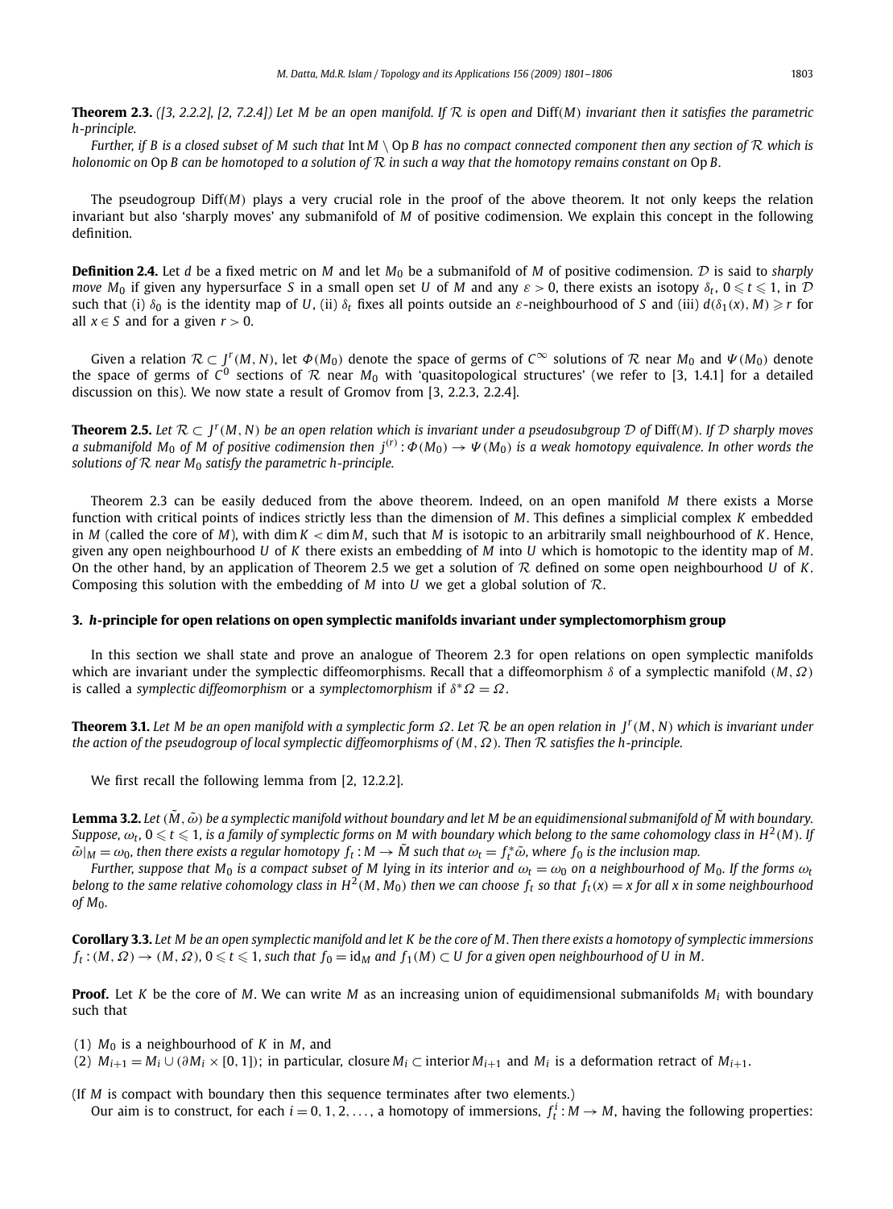**Theorem 2.3.** *([3, 2.2.2], [2, 7.2.4]) Let $M$ be an open manifold. If $\mathcal{R}$ is open and $\mathrm{Diff}(M)$ invariant then it satisfies the parametric h-principle.*

*Further, if $B$ is a closed subset of $M$ such that $\mathrm{Int}\, M \setminus \mathrm{Op}\, B$ has no compact connected component then any section of $\mathcal{R}$ which is holonomic on $\mathrm{Op}\, B$ can be homotoped to a solution of $\mathcal{R}$ in such a way that the homotopy remains constant on $\mathrm{Op}\, B$.*

The pseudogroup $\mathrm{Diff}(M)$ plays a very crucial role in the proof of the above theorem. It not only keeps the relation invariant but also 'sharply moves' any submanifold of $M$ of positive codimension. We explain this concept in the following definition.

**Definition 2.4.** Let $d$ be a fixed metric on $M$ and let $M_0$ be a submanifold of $M$ of positive codimension. $\mathcal{D}$ is said to *sharply move* $M_0$ if given any hypersurface $S$ in a small open set $U$ of $M$ and any $\varepsilon > 0$, there exists an isotopy $\delta_t$, $0 \leqslant t \leqslant 1$, in $\mathcal{D}$ such that (i) $\delta_0$ is the identity map of $U$, (ii) $\delta_t$ fixes all points outside an $\varepsilon$-neighbourhood of $S$ and (iii) $d(\delta_1(x), M) \geqslant r$ for all $x \in S$ and for a given $r > 0$.

Given a relation $\mathcal{R} \subset J^r(M, N)$, let $\Phi(M_0)$ denote the space of germs of $C^\infty$ solutions of $\mathcal{R}$ near $M_0$ and $\Psi(M_0)$ denote the space of germs of $C^0$ sections of $\mathcal{R}$ near $M_0$ with 'quasitopological structures' (we refer to [3, 1.4.1] for a detailed discussion on this). We now state a result of Gromov from [3, 2.2.3, 2.2.4].

**Theorem 2.5.** *Let $\mathcal{R} \subset J^r(M, N)$ be an open relation which is invariant under a pseudosubgroup $\mathcal{D}$ of $\mathrm{Diff}(M)$. If $\mathcal{D}$ sharply moves a submanifold $M_0$ of $M$ of positive codimension then $j^{(r)} : \Phi(M_0) \to \Psi(M_0)$ is a weak homotopy equivalence. In other words the solutions of $\mathcal{R}$ near $M_0$ satisfy the parametric h-principle.*

Theorem 2.3 can be easily deduced from the above theorem. Indeed, on an open manifold $M$ there exists a Morse function with critical points of indices strictly less than the dimension of $M$. This defines a simplicial complex $K$ embedded in $M$ (called the core of $M$), with $\dim K < \dim M$, such that $M$ is isotopic to an arbitrarily small neighbourhood of $K$. Hence, given any open neighbourhood $U$ of $K$ there exists an embedding of $M$ into $U$ which is homotopic to the identity map of $M$. On the other hand, by an application of Theorem 2.5 we get a solution of $\mathcal{R}$ defined on some open neighbourhood $U$ of $K$. Composing this solution with the embedding of $M$ into $U$ we get a global solution of $\mathcal{R}$.

## 3. *h*-principle for open relations on open symplectic manifolds invariant under symplectomorphism group

In this section we shall state and prove an analogue of Theorem 2.3 for open relations on open symplectic manifolds which are invariant under the symplectic diffeomorphisms. Recall that a diffeomorphism $\delta$ of a symplectic manifold $(M, \Omega)$ is called a *symplectic diffeomorphism* or a *symplectomorphism* if $\delta^*\Omega = \Omega$.

**Theorem 3.1.** *Let $M$ be an open manifold with a symplectic form $\Omega$. Let $\mathcal{R}$ be an open relation in $J^r(M, N)$ which is invariant under the action of the pseudogroup of local symplectic diffeomorphisms of $(M, \Omega)$. Then $\mathcal{R}$ satisfies the h-principle.*

We first recall the following lemma from [2, 12.2.2].

**Lemma 3.2.** *Let $(\tilde{M}, \tilde{\omega})$ be a symplectic manifold without boundary and let $M$ be an equidimensional submanifold of $\tilde{M}$ with boundary. Suppose, $\omega_t$, $0 \leqslant t \leqslant 1$, is a family of symplectic forms on $M$ with boundary which belong to the same cohomology class in $H^2(M)$. If $\tilde{\omega}|_M = \omega_0$, then there exists a regular homotopy $f_t : M \to \tilde{M}$ such that $\omega_t = f_t^*\tilde{\omega}$, where $f_0$ is the inclusion map.*

*Further, suppose that $M_0$ is a compact subset of $M$ lying in its interior and $\omega_t = \omega_0$ on a neighbourhood of $M_0$. If the forms $\omega_t$ belong to the same relative cohomology class in $H^2(M, M_0)$ then we can choose $f_t$ so that $f_t(x) = x$ for all $x$ in some neighbourhood of $M_0$.*

**Corollary 3.3.** *Let $M$ be an open symplectic manifold and let $K$ be the core of $M$. Then there exists a homotopy of symplectic immersions $f_t : (M, \Omega) \to (M, \Omega)$, $0 \leqslant t \leqslant 1$, such that $f_0 = \mathrm{id}_M$ and $f_1(M) \subset U$ for a given open neighbourhood of $U$ in $M$.*

**Proof.** Let $K$ be the core of $M$. We can write $M$ as an increasing union of equidimensional submanifolds $M_i$ with boundary such that

(1) $M_0$ is a neighbourhood of $K$ in $M$, and
(2) $M_{i+1} = M_i \cup (\partial M_i \times [0, 1])$; in particular, closure $M_i \subset$ interior $M_{i+1}$ and $M_i$ is a deformation retract of $M_{i+1}$.

(If $M$ is compact with boundary then this sequence terminates after two elements.)

Our aim is to construct, for each $i = 0, 1, 2, \ldots$, a homotopy of immersions, $f_t^i : M \to M$, having the following properties: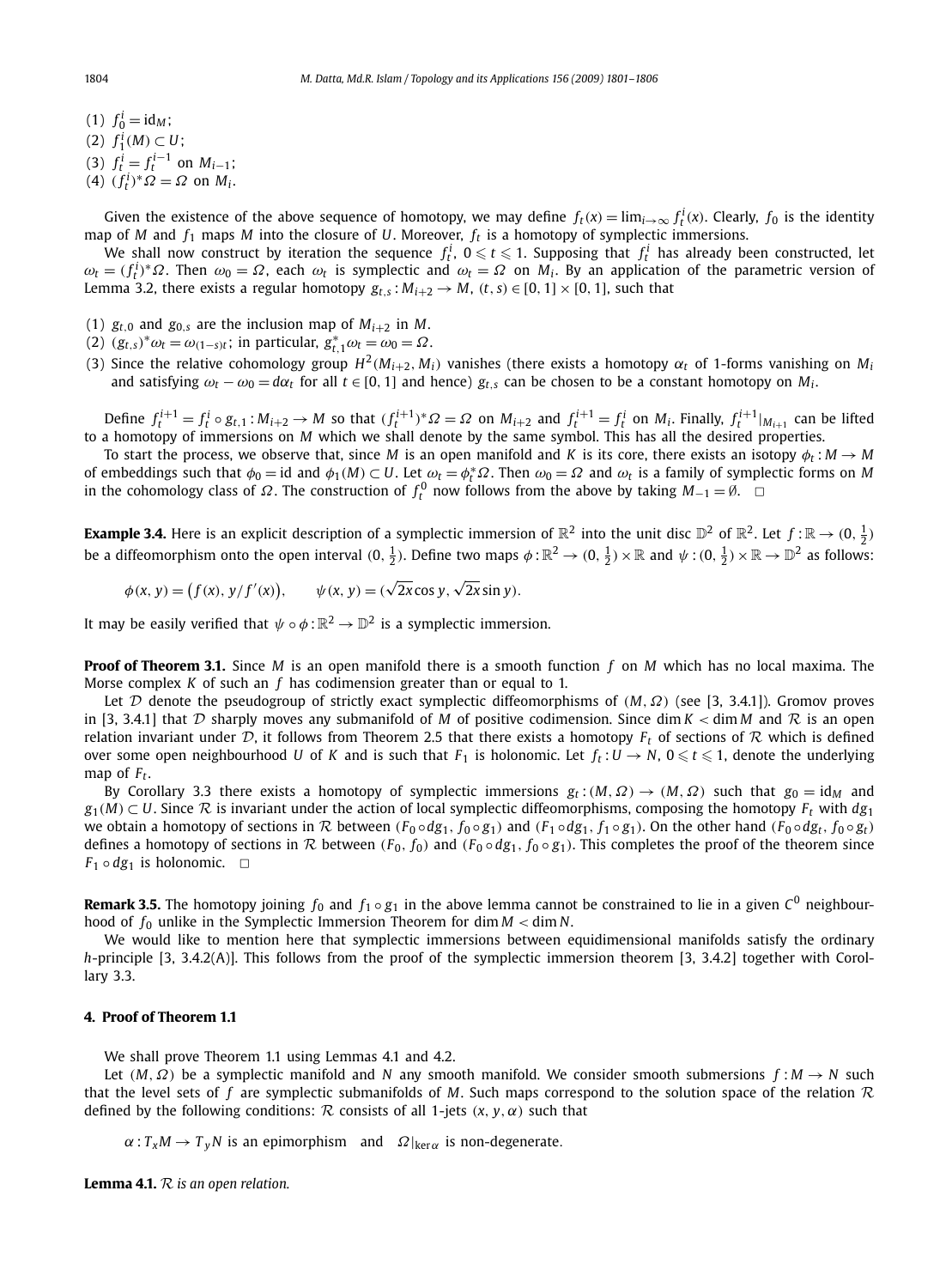(1) $f_0^i = \mathrm{id}_M$;
(2) $f_1^i(M) \subset U$;
(3) $f_t^i = f_t^{i-1}$ on $M_{i-1}$;
(4) $(f_t^i)^*\Omega = \Omega$ on $M_i$.

Given the existence of the above sequence of homotopy, we may define $f_t(x) = \lim_{i\to\infty} f_t^i(x)$. Clearly, $f_0$ is the identity map of $M$ and $f_1$ maps $M$ into the closure of $U$. Moreover, $f_t$ is a homotopy of symplectic immersions.

We shall now construct by iteration the sequence $f_t^i$, $0 \leqslant t \leqslant 1$. Supposing that $f_t^i$ has already been constructed, let $\omega_t = (f_t^i)^*\Omega$. Then $\omega_0 = \Omega$, each $\omega_t$ is symplectic and $\omega_t = \Omega$ on $M_i$. By an application of the parametric version of Lemma 3.2, there exists a regular homotopy $g_{t,s} : M_{i+2} \to M$, $(t,s) \in [0,1] \times [0,1]$, such that

(1) $g_{t,0}$ and $g_{0,s}$ are the inclusion map of $M_{i+2}$ in $M$.
(2) $(g_{t,s})^*\omega_t = \omega_{(1-s)t}$; in particular, $g_{t,1}^*\omega_t = \omega_0 = \Omega$.
(3) Since the relative cohomology group $H^2(M_{i+2}, M_i)$ vanishes (there exists a homotopy $\alpha_t$ of 1-forms vanishing on $M_i$ and satisfying $\omega_t - \omega_0 = d\alpha_t$ for all $t \in [0,1]$ and hence) $g_{t,s}$ can be chosen to be a constant homotopy on $M_i$.

Define $f_t^{i+1} = f_t^i \circ g_{t,1} : M_{i+2} \to M$ so that $(f_t^{i+1})^*\Omega = \Omega$ on $M_{i+2}$ and $f_t^{i+1} = f_t^i$ on $M_i$. Finally, $f_t^{i+1}|_{M_{i+1}}$ can be lifted to a homotopy of immersions on $M$ which we shall denote by the same symbol. This has all the desired properties.

To start the process, we observe that, since $M$ is an open manifold and $K$ is its core, there exists an isotopy $\phi_t : M \to M$ of embeddings such that $\phi_0 = \mathrm{id}$ and $\phi_1(M) \subset U$. Let $\omega_t = \phi_t^*\Omega$. Then $\omega_0 = \Omega$ and $\omega_t$ is a family of symplectic forms on $M$ in the cohomology class of $\Omega$. The construction of $f_t^0$ now follows from the above by taking $M_{-1} = \emptyset$. $\square$

**Example 3.4.** Here is an explicit description of a symplectic immersion of $\mathbb{R}^2$ into the unit disc $\mathbb{D}^2$ of $\mathbb{R}^2$. Let $f : \mathbb{R} \to (0, \frac{1}{2})$ be a diffeomorphism onto the open interval $(0, \frac{1}{2})$. Define two maps $\phi : \mathbb{R}^2 \to (0, \frac{1}{2}) \times \mathbb{R}$ and $\psi : (0, \frac{1}{2}) \times \mathbb{R} \to \mathbb{D}^2$ as follows:

$$\phi(x, y) = \big(f(x), y/f'(x)\big), \qquad \psi(x, y) = (\sqrt{2x}\cos y, \sqrt{2x}\sin y).$$

It may be easily verified that $\psi \circ \phi : \mathbb{R}^2 \to \mathbb{D}^2$ is a symplectic immersion.

**Proof of Theorem 3.1.** Since $M$ is an open manifold there is a smooth function $f$ on $M$ which has no local maxima. The Morse complex $K$ of such an $f$ has codimension greater than or equal to 1.

Let $\mathcal{D}$ denote the pseudogroup of strictly exact symplectic diffeomorphisms of $(M, \Omega)$ (see [3, 3.4.1]). Gromov proves in [3, 3.4.1] that $\mathcal{D}$ sharply moves any submanifold of $M$ of positive codimension. Since $\dim K < \dim M$ and $\mathcal{R}$ is an open relation invariant under $\mathcal{D}$, it follows from Theorem 2.5 that there exists a homotopy $F_t$ of sections of $\mathcal{R}$ which is defined over some open neighbourhood $U$ of $K$ and is such that $F_1$ is holonomic. Let $f_t : U \to N$, $0 \leqslant t \leqslant 1$, denote the underlying map of $F_t$.

By Corollary 3.3 there exists a homotopy of symplectic immersions $g_t : (M, \Omega) \to (M, \Omega)$ such that $g_0 = \mathrm{id}_M$ and $g_1(M) \subset U$. Since $\mathcal{R}$ is invariant under the action of local symplectic diffeomorphisms, composing the homotopy $F_t$ with $dg_1$ we obtain a homotopy of sections in $\mathcal{R}$ between $(F_0 \circ dg_1, f_0 \circ g_1)$ and $(F_1 \circ dg_1, f_1 \circ g_1)$. On the other hand $(F_0 \circ dg_t, f_0 \circ g_t)$ defines a homotopy of sections in $\mathcal{R}$ between $(F_0, f_0)$ and $(F_0 \circ dg_1, f_0 \circ g_1)$. This completes the proof of the theorem since $F_1 \circ dg_1$ is holonomic. $\square$

**Remark 3.5.** The homotopy joining $f_0$ and $f_1 \circ g_1$ in the above lemma cannot be constrained to lie in a given $C^0$ neighbourhood of $f_0$ unlike in the Symplectic Immersion Theorem for $\dim M < \dim N$.

We would like to mention here that symplectic immersions between equidimensional manifolds satisfy the ordinary $h$-principle [3, 3.4.2(A)]. This follows from the proof of the symplectic immersion theorem [3, 3.4.2] together with Corollary 3.3.

## 4. Proof of Theorem 1.1

We shall prove Theorem 1.1 using Lemmas 4.1 and 4.2.

Let $(M, \Omega)$ be a symplectic manifold and $N$ any smooth manifold. We consider smooth submersions $f : M \to N$ such that the level sets of $f$ are symplectic submanifolds of $M$. Such maps correspond to the solution space of the relation $\mathcal{R}$ defined by the following conditions: $\mathcal{R}$ consists of all 1-jets $(x, y, \alpha)$ such that

$\alpha : T_xM \to T_yN$ is an epimorphism and $\Omega|_{\ker\alpha}$ is non-degenerate.

**Lemma 4.1.** *$\mathcal{R}$ is an open relation.*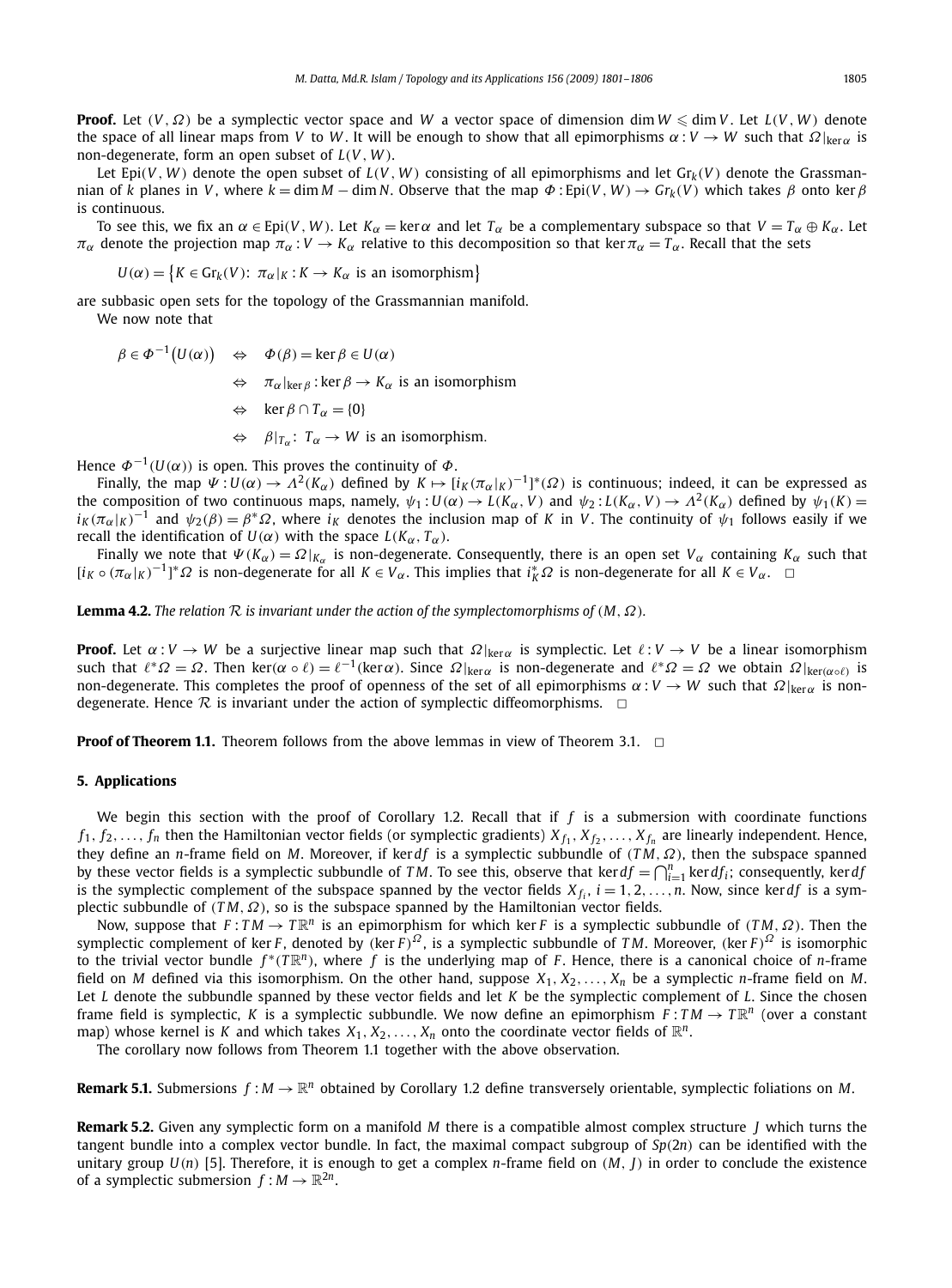**Proof.** Let $(V, \Omega)$ be a symplectic vector space and $W$ a vector space of dimension $\dim W \leqslant \dim V$. Let $L(V, W)$ denote the space of all linear maps from $V$ to $W$. It will be enough to show that all epimorphisms $\alpha : V \to W$ such that $\Omega|_{\ker\alpha}$ is non-degenerate, form an open subset of $L(V, W)$.

Let $\mathrm{Epi}(V, W)$ denote the open subset of $L(V, W)$ consisting of all epimorphisms and let $\mathrm{Gr}_k(V)$ denote the Grassmannian of $k$ planes in $V$, where $k = \dim M - \dim N$. Observe that the map $\Phi : \mathrm{Epi}(V, W) \to Gr_k(V)$ which takes $\beta$ onto $\ker\beta$ is continuous.

To see this, we fix an $\alpha \in \mathrm{Epi}(V, W)$. Let $K_\alpha = \ker\alpha$ and let $T_\alpha$ be a complementary subspace so that $V = T_\alpha \oplus K_\alpha$. Let $\pi_\alpha$ denote the projection map $\pi_\alpha : V \to K_\alpha$ relative to this decomposition so that $\ker\pi_\alpha = T_\alpha$. Recall that the sets

$$U(\alpha) = \{K \in \mathrm{Gr}_k(V):\ \pi_\alpha|_K : K \to K_\alpha \text{ is an isomorphism}\}$$

are subbasic open sets for the topology of the Grassmannian manifold.

We now note that

$$\begin{aligned}
\beta \in \Phi^{-1}(U(\alpha)) \quad &\Leftrightarrow \quad \Phi(\beta) = \ker\beta \in U(\alpha) \\
&\Leftrightarrow \quad \pi_\alpha|_{\ker\beta} : \ker\beta \to K_\alpha \text{ is an isomorphism} \\
&\Leftrightarrow \quad \ker\beta \cap T_\alpha = \{0\} \\
&\Leftrightarrow \quad \beta|_{T_\alpha} :\ T_\alpha \to W \text{ is an isomorphism.}
\end{aligned}$$

Hence $\Phi^{-1}(U(\alpha))$ is open. This proves the continuity of $\Phi$.

Finally, the map $\Psi : U(\alpha) \to \Lambda^2(K_\alpha)$ defined by $K \mapsto [i_K(\pi_\alpha|_K)^{-1}]^*(\Omega)$ is continuous; indeed, it can be expressed as the composition of two continuous maps, namely, $\psi_1 : U(\alpha) \to L(K_\alpha, V)$ and $\psi_2 : L(K_\alpha, V) \to \Lambda^2(K_\alpha)$ defined by $\psi_1(K) = i_K(\pi_\alpha|_K)^{-1}$ and $\psi_2(\beta) = \beta^*\Omega$, where $i_K$ denotes the inclusion map of $K$ in $V$. The continuity of $\psi_1$ follows easily if we recall the identification of $U(\alpha)$ with the space $L(K_\alpha, T_\alpha)$.

Finally we note that $\Psi(K_\alpha) = \Omega|_{K_\alpha}$ is non-degenerate. Consequently, there is an open set $V_\alpha$ containing $K_\alpha$ such that $[i_K \circ (\pi_\alpha|_K)^{-1}]^*\Omega$ is non-degenerate for all $K \in V_\alpha$. This implies that $i_K^*\Omega$ is non-degenerate for all $K \in V_\alpha$. $\square$

**Lemma 4.2.** *The relation $\mathcal{R}$ is invariant under the action of the symplectomorphisms of $(M, \Omega)$.*

**Proof.** Let $\alpha : V \to W$ be a surjective linear map such that $\Omega|_{\ker\alpha}$ is symplectic. Let $\ell : V \to V$ be a linear isomorphism such that $\ell^*\Omega = \Omega$. Then $\ker(\alpha \circ \ell) = \ell^{-1}(\ker\alpha)$. Since $\Omega|_{\ker\alpha}$ is non-degenerate and $\ell^*\Omega = \Omega$ we obtain $\Omega|_{\ker(\alpha\circ\ell)}$ is non-degenerate. This completes the proof of openness of the set of all epimorphisms $\alpha : V \to W$ such that $\Omega|_{\ker\alpha}$ is non-degenerate. Hence $\mathcal{R}$ is invariant under the action of symplectic diffeomorphisms. $\square$

**Proof of Theorem 1.1.** Theorem follows from the above lemmas in view of Theorem 3.1. $\square$

## 5. Applications

We begin this section with the proof of Corollary 1.2. Recall that if $f$ is a submersion with coordinate functions $f_1, f_2, \ldots, f_n$ then the Hamiltonian vector fields (or symplectic gradients) $X_{f_1}, X_{f_2}, \ldots, X_{f_n}$ are linearly independent. Hence, they define an $n$-frame field on $M$. Moreover, if $\ker df$ is a symplectic subbundle of $(TM, \Omega)$, then the subspace spanned by these vector fields is a symplectic subbundle of $TM$. To see this, observe that $\ker df = \bigcap_{i=1}^n \ker df_i$; consequently, $\ker df$ is the symplectic complement of the subspace spanned by the vector fields $X_{f_i}$, $i = 1, 2, \ldots, n$. Now, since $\ker df$ is a symplectic subbundle of $(TM, \Omega)$, so is the subspace spanned by the Hamiltonian vector fields.

Now, suppose that $F : TM \to T\mathbb{R}^n$ is an epimorphism for which $\ker F$ is a symplectic subbundle of $(TM, \Omega)$. Then the symplectic complement of $\ker F$, denoted by $(\ker F)^\Omega$, is a symplectic subbundle of $TM$. Moreover, $(\ker F)^\Omega$ is isomorphic to the trivial vector bundle $f^*(T\mathbb{R}^n)$, where $f$ is the underlying map of $F$. Hence, there is a canonical choice of $n$-frame field on $M$ defined via this isomorphism. On the other hand, suppose $X_1, X_2, \ldots, X_n$ be a symplectic $n$-frame field on $M$. Let $L$ denote the subbundle spanned by these vector fields and let $K$ be the symplectic complement of $L$. Since the chosen frame field is symplectic, $K$ is a symplectic subbundle. We now define an epimorphism $F : TM \to T\mathbb{R}^n$ (over a constant map) whose kernel is $K$ and which takes $X_1, X_2, \ldots, X_n$ onto the coordinate vector fields of $\mathbb{R}^n$.

The corollary now follows from Theorem 1.1 together with the above observation.

**Remark 5.1.** Submersions $f : M \to \mathbb{R}^n$ obtained by Corollary 1.2 define transversely orientable, symplectic foliations on $M$.

**Remark 5.2.** Given any symplectic form on a manifold $M$ there is a compatible almost complex structure $J$ which turns the tangent bundle into a complex vector bundle. In fact, the maximal compact subgroup of $Sp(2n)$ can be identified with the unitary group $U(n)$ [5]. Therefore, it is enough to get a complex $n$-frame field on $(M, J)$ in order to conclude the existence of a symplectic submersion $f : M \to \mathbb{R}^{2n}$.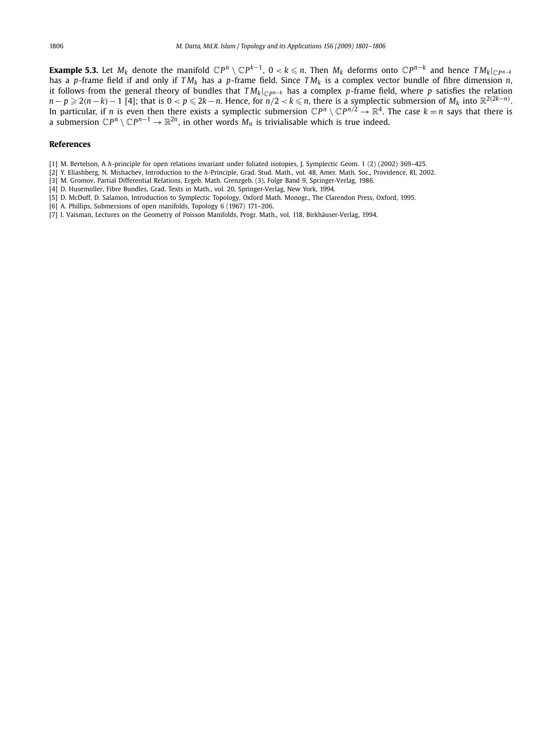**Example 5.3.** Let $M_k$ denote the manifold $\mathbb{C}P^n \setminus \mathbb{C}P^{k-1}$, $0 < k \leqslant n$. Then $M_k$ deforms onto $\mathbb{C}P^{n-k}$ and hence $TM_k|_{\mathbb{C}P^{n-k}}$ has a $p$-frame field if and only if $TM_k$ has a $p$-frame field. Since $TM_k$ is a complex vector bundle of fibre dimension $n$, it follows from the general theory of bundles that $TM_k|_{\mathbb{C}P^{n-k}}$ has a complex $p$-frame field, where $p$ satisfies the relation $n - p \geqslant 2(n-k) - 1$ [4]; that is $0 < p \leqslant 2k - n$. Hence, for $n/2 < k \leqslant n$, there is a symplectic submersion of $M_k$ into $\mathbb{R}^{2(2k-n)}$. In particular, if $n$ is even then there exists a symplectic submersion $\mathbb{C}P^n \setminus \mathbb{C}P^{n/2} \to \mathbb{R}^4$. The case $k = n$ says that there is a submersion $\mathbb{C}P^n \setminus \mathbb{C}P^{n-1} \to \mathbb{R}^{2n}$, in other words $M_n$ is trivialisable which is true indeed.

## References

[1] M. Bertelson, A *h*-principle for open relations invariant under foliated isotopies, J. Symplectic Geom. 1 (2) (2002) 369–425.

[2] Y. Eliashberg, N. Mishachev, Introduction to the *h*-Principle, Grad. Stud. Math., vol. 48, Amer. Math. Soc., Providence, RI, 2002.

[3] M. Gromov, Partial Differential Relations, Ergeb. Math. Grenzgeb. (3), Folge Band 9, Springer-Verlag, 1986.

[4] D. Husemoller, Fibre Bundles, Grad. Texts in Math., vol. 20, Springer-Verlag, New York, 1994.

[5] D. McDuff, D. Salamon, Introduction to Symplectic Topology, Oxford Math. Monogr., The Clarendon Press, Oxford, 1995.

[6] A. Phillips, Submersions of open manifolds, Topology 6 (1967) 171–206.

[7] I. Vaisman, Lectures on the Geometry of Poisson Manifolds, Progr. Math., vol. 118, Birkhäuser-Verlag, 1994.